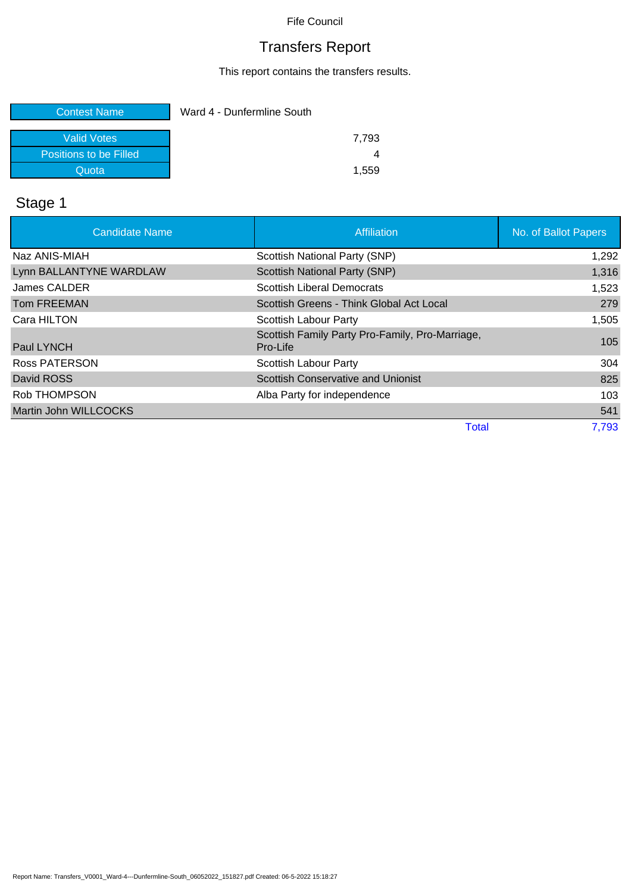Fife Council

# Transfers Report

This report contains the transfers results.

| | |
|---|---|
| Contest Name | Ward 4 - Dunfermline South |

| | |
|---|---|
| Valid Votes | 7,793 |
| Positions to be Filled | 4 |
| Quota | 1,559 |

## Stage 1

| Candidate Name | Affiliation | No. of Ballot Papers |
|---|---|---|
| Naz ANIS-MIAH | Scottish National Party (SNP) | 1,292 |
| Lynn BALLANTYNE WARDLAW | Scottish National Party (SNP) | 1,316 |
| James CALDER | Scottish Liberal Democrats | 1,523 |
| Tom FREEMAN | Scottish Greens - Think Global Act Local | 279 |
| Cara HILTON | Scottish Labour Party | 1,505 |
| Paul LYNCH | Scottish Family Party Pro-Family, Pro-Marriage, Pro-Life | 105 |
| Ross PATERSON | Scottish Labour Party | 304 |
| David ROSS | Scottish Conservative and Unionist | 825 |
| Rob THOMPSON | Alba Party for independence | 103 |
| Martin John WILLCOCKS | | 541 |
| | Total | 7,793 |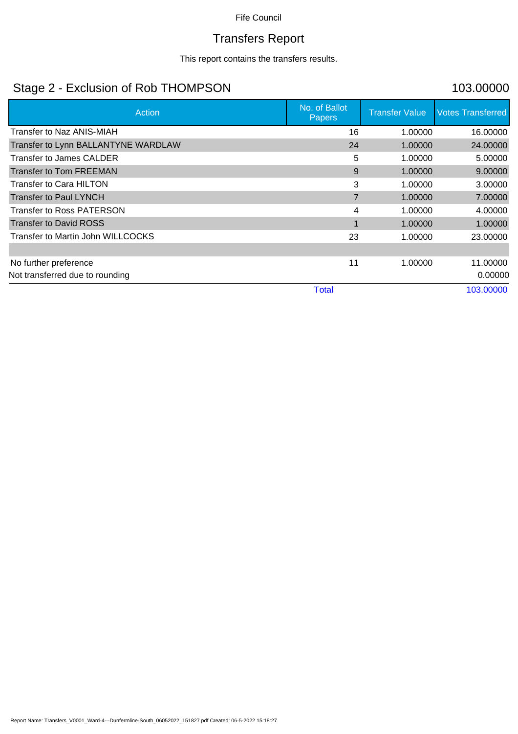Fife Council

# Transfers Report

This report contains the transfers results.

## Stage 2 - Exclusion of Rob THOMPSON 103.00000

| Action | No. of Ballot Papers | Transfer Value | Votes Transferred |
|---|---|---|---|
| Transfer to Naz ANIS-MIAH | 16 | 1.00000 | 16.00000 |
| Transfer to Lynn BALLANTYNE WARDLAW | 24 | 1.00000 | 24.00000 |
| Transfer to James CALDER | 5 | 1.00000 | 5.00000 |
| Transfer to Tom FREEMAN | 9 | 1.00000 | 9.00000 |
| Transfer to Cara HILTON | 3 | 1.00000 | 3.00000 |
| Transfer to Paul LYNCH | 7 | 1.00000 | 7.00000 |
| Transfer to Ross PATERSON | 4 | 1.00000 | 4.00000 |
| Transfer to David ROSS | 1 | 1.00000 | 1.00000 |
| Transfer to Martin John WILLCOCKS | 23 | 1.00000 | 23.00000 |
| | | | |
| No further preference | 11 | 1.00000 | 11.00000 |
| Not transferred due to rounding | | | 0.00000 |
| | Total | | 103.00000 |

Report Name: Transfers_V0001_Ward-4---Dunfermline-South_06052022_151827.pdf Created: 06-5-2022 15:18:27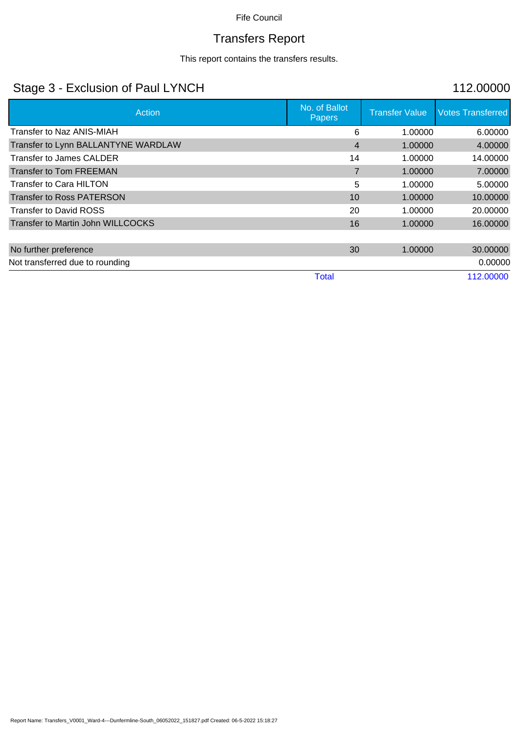Fife Council

# Transfers Report

This report contains the transfers results.

## Stage 3 - Exclusion of Paul LYNCH

112.00000

| Action | No. of Ballot Papers | Transfer Value | Votes Transferred |
|---|---|---|---|
| Transfer to Naz ANIS-MIAH | 6 | 1.00000 | 6.00000 |
| Transfer to Lynn BALLANTYNE WARDLAW | 4 | 1.00000 | 4.00000 |
| Transfer to James CALDER | 14 | 1.00000 | 14.00000 |
| Transfer to Tom FREEMAN | 7 | 1.00000 | 7.00000 |
| Transfer to Cara HILTON | 5 | 1.00000 | 5.00000 |
| Transfer to Ross PATERSON | 10 | 1.00000 | 10.00000 |
| Transfer to David ROSS | 20 | 1.00000 | 20.00000 |
| Transfer to Martin John WILLCOCKS | 16 | 1.00000 | 16.00000 |
| | | | |
| No further preference | 30 | 1.00000 | 30.00000 |
| Not transferred due to rounding | | | 0.00000 |
| | Total | | 112.00000 |

Report Name: Transfers_V0001_Ward-4---Dunfermline-South_06052022_151827.pdf Created: 06-5-2022 15:18:27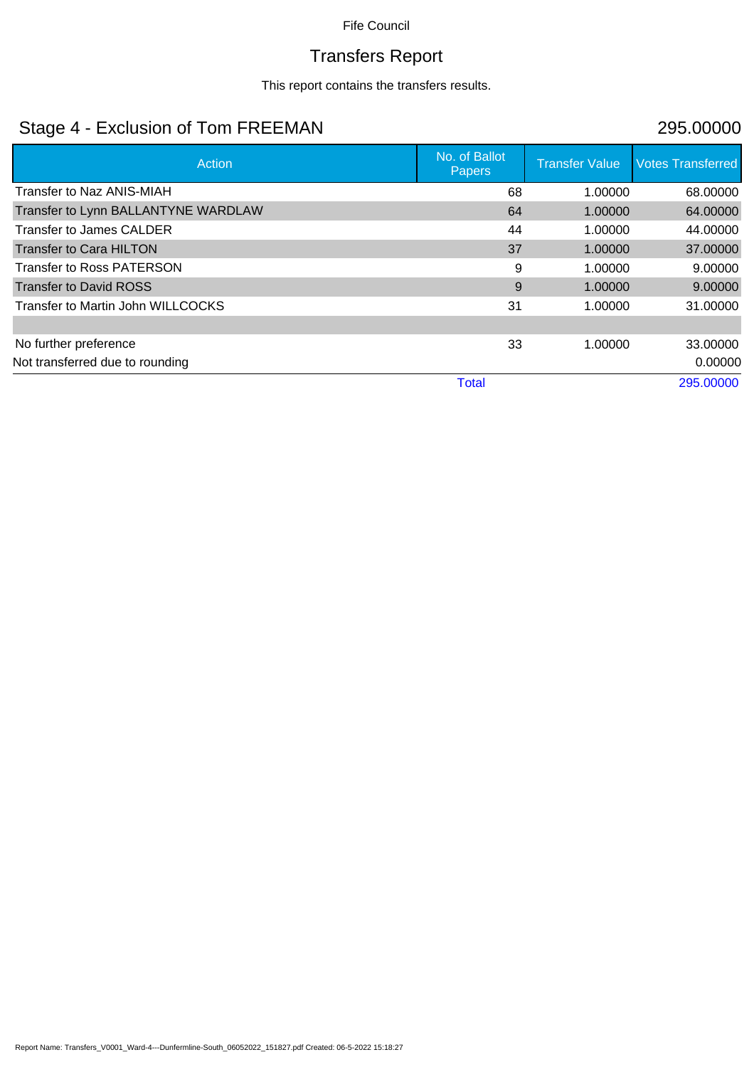Fife Council

# Transfers Report

This report contains the transfers results.

## Stage 4 - Exclusion of Tom FREEMAN

295.00000

| Action | No. of Ballot Papers | Transfer Value | Votes Transferred |
|---|---|---|---|
| Transfer to Naz ANIS-MIAH | 68 | 1.00000 | 68.00000 |
| Transfer to Lynn BALLANTYNE WARDLAW | 64 | 1.00000 | 64.00000 |
| Transfer to James CALDER | 44 | 1.00000 | 44.00000 |
| Transfer to Cara HILTON | 37 | 1.00000 | 37.00000 |
| Transfer to Ross PATERSON | 9 | 1.00000 | 9.00000 |
| Transfer to David ROSS | 9 | 1.00000 | 9.00000 |
| Transfer to Martin John WILLCOCKS | 31 | 1.00000 | 31.00000 |
| | | | |
| No further preference | 33 | 1.00000 | 33.00000 |
| Not transferred due to rounding | | | 0.00000 |
| | Total | | 295.00000 |

Report Name: Transfers_V0001_Ward-4---Dunfermline-South_06052022_151827.pdf Created: 06-5-2022 15:18:27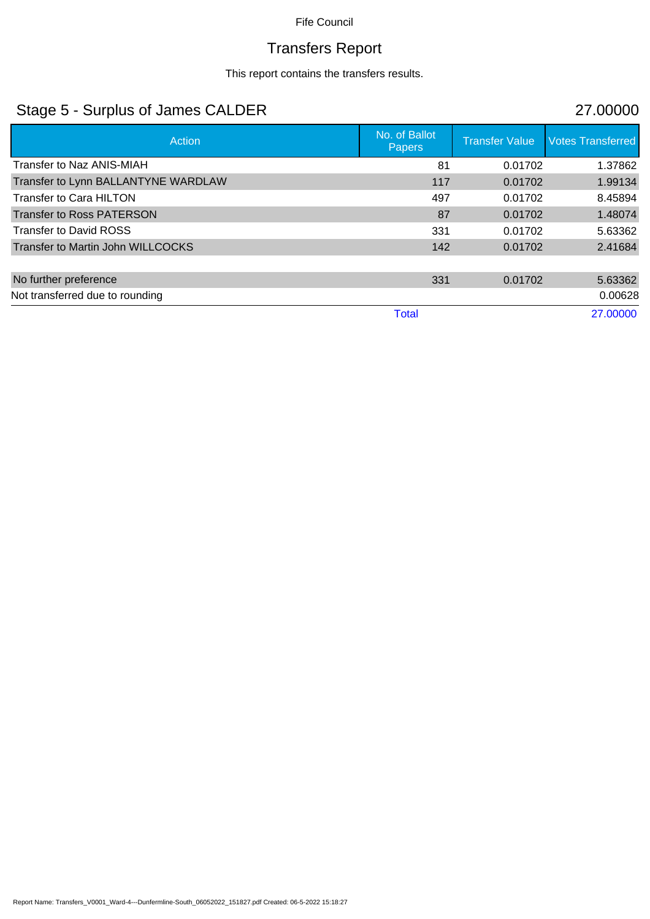Fife Council

# Transfers Report

This report contains the transfers results.

## Stage 5 - Surplus of James CALDER

27.00000

| Action | No. of Ballot Papers | Transfer Value | Votes Transferred |
|---|---|---|---|
| Transfer to Naz ANIS-MIAH | 81 | 0.01702 | 1.37862 |
| Transfer to Lynn BALLANTYNE WARDLAW | 117 | 0.01702 | 1.99134 |
| Transfer to Cara HILTON | 497 | 0.01702 | 8.45894 |
| Transfer to Ross PATERSON | 87 | 0.01702 | 1.48074 |
| Transfer to David ROSS | 331 | 0.01702 | 5.63362 |
| Transfer to Martin John WILLCOCKS | 142 | 0.01702 | 2.41684 |
| | | | |
| No further preference | 331 | 0.01702 | 5.63362 |
| Not transferred due to rounding | | | 0.00628 |
| | Total | | 27.00000 |

Report Name: Transfers_V0001_Ward-4---Dunfermline-South_06052022_151827.pdf Created: 06-5-2022 15:18:27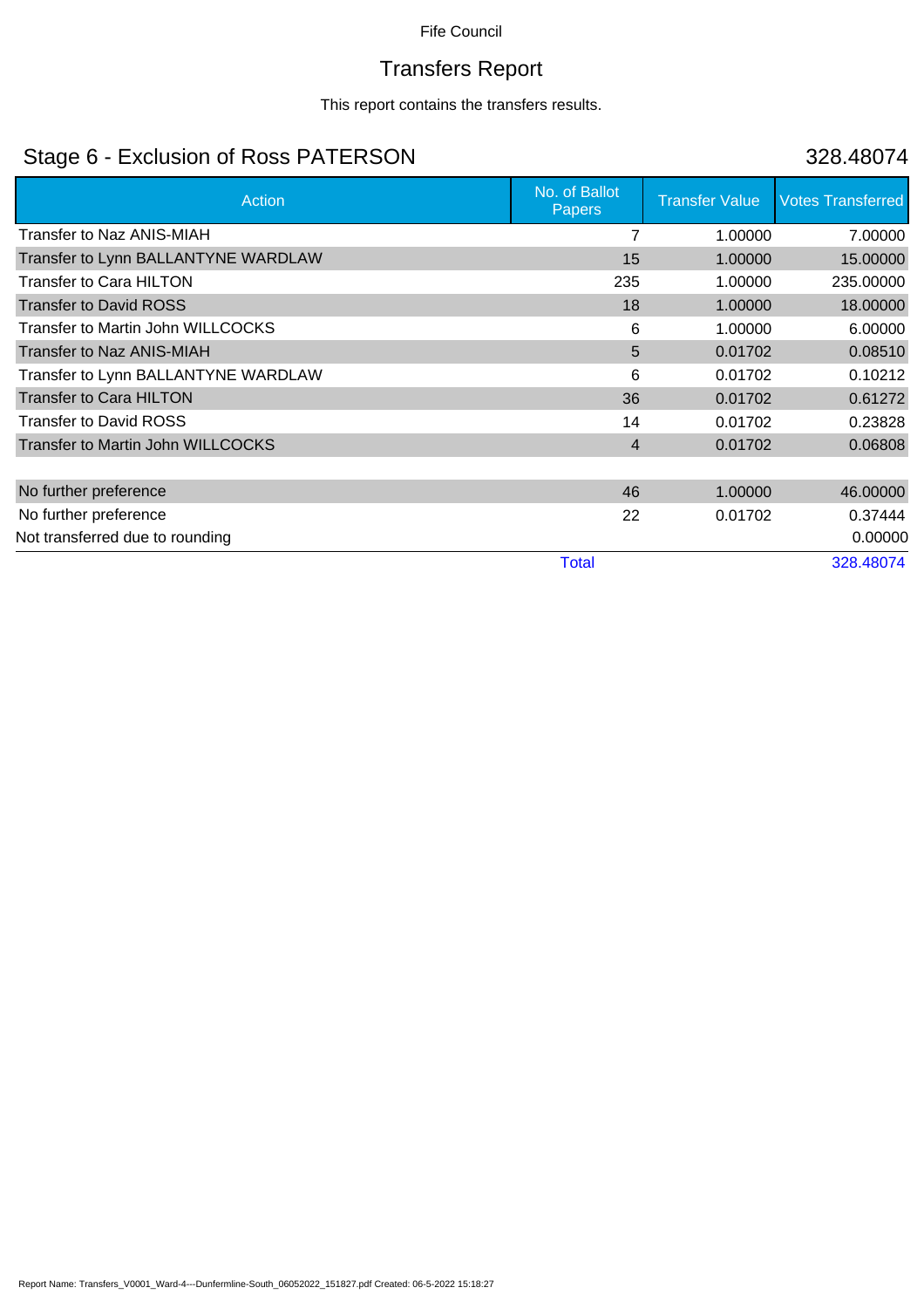Fife Council

# Transfers Report

This report contains the transfers results.

## Stage 6 - Exclusion of Ross PATERSON

328.48074

| Action | No. of Ballot Papers | Transfer Value | Votes Transferred |
|---|---|---|---|
| Transfer to Naz ANIS-MIAH | 7 | 1.00000 | 7.00000 |
| Transfer to Lynn BALLANTYNE WARDLAW | 15 | 1.00000 | 15.00000 |
| Transfer to Cara HILTON | 235 | 1.00000 | 235.00000 |
| Transfer to David ROSS | 18 | 1.00000 | 18.00000 |
| Transfer to Martin John WILLCOCKS | 6 | 1.00000 | 6.00000 |
| Transfer to Naz ANIS-MIAH | 5 | 0.01702 | 0.08510 |
| Transfer to Lynn BALLANTYNE WARDLAW | 6 | 0.01702 | 0.10212 |
| Transfer to Cara HILTON | 36 | 0.01702 | 0.61272 |
| Transfer to David ROSS | 14 | 0.01702 | 0.23828 |
| Transfer to Martin John WILLCOCKS | 4 | 0.01702 | 0.06808 |
| | | | |
| No further preference | 46 | 1.00000 | 46.00000 |
| No further preference | 22 | 0.01702 | 0.37444 |
| Not transferred due to rounding | | | 0.00000 |
| | Total | | 328.48074 |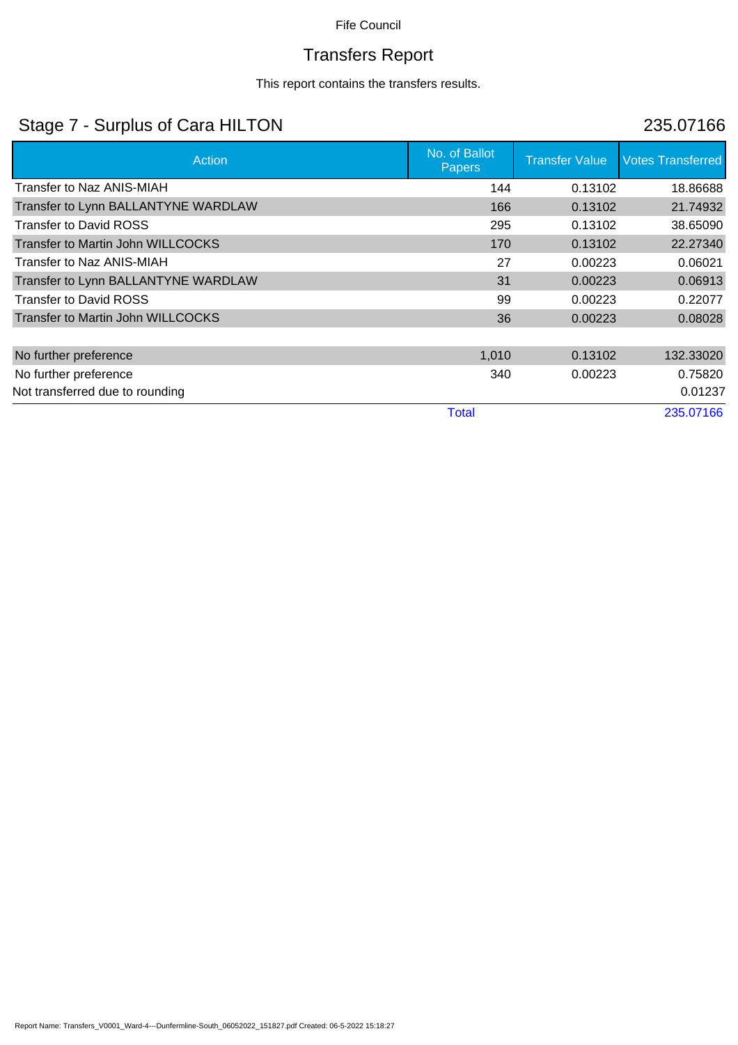Fife Council

# Transfers Report

This report contains the transfers results.

## Stage 7 - Surplus of Cara HILTON

235.07166

| Action | No. of Ballot Papers | Transfer Value | Votes Transferred |
|---|---|---|---|
| Transfer to Naz ANIS-MIAH | 144 | 0.13102 | 18.86688 |
| Transfer to Lynn BALLANTYNE WARDLAW | 166 | 0.13102 | 21.74932 |
| Transfer to David ROSS | 295 | 0.13102 | 38.65090 |
| Transfer to Martin John WILLCOCKS | 170 | 0.13102 | 22.27340 |
| Transfer to Naz ANIS-MIAH | 27 | 0.00223 | 0.06021 |
| Transfer to Lynn BALLANTYNE WARDLAW | 31 | 0.00223 | 0.06913 |
| Transfer to David ROSS | 99 | 0.00223 | 0.22077 |
| Transfer to Martin John WILLCOCKS | 36 | 0.00223 | 0.08028 |
| | | | |
| No further preference | 1,010 | 0.13102 | 132.33020 |
| No further preference | 340 | 0.00223 | 0.75820 |
| Not transferred due to rounding | | | 0.01237 |
| | Total | | 235.07166 |

Report Name: Transfers_V0001_Ward-4---Dunfermline-South_06052022_151827.pdf Created: 06-5-2022 15:18:27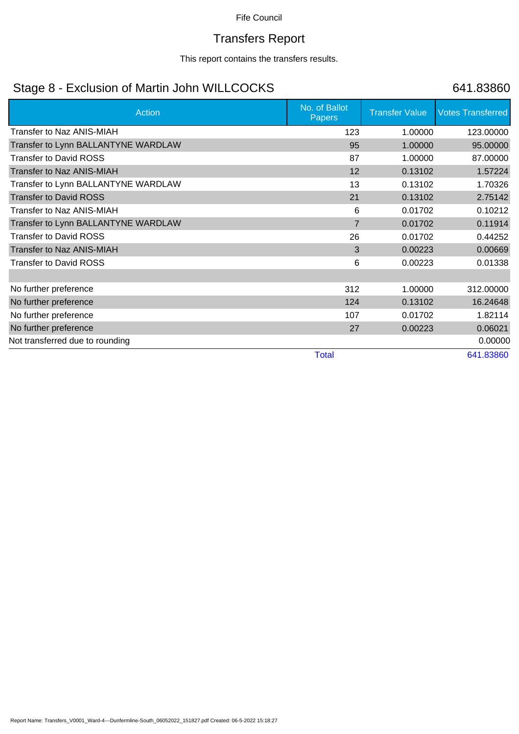Fife Council

# Transfers Report

This report contains the transfers results.

## Stage 8 - Exclusion of Martin John WILLCOCKS 641.83860

| Action | No. of Ballot Papers | Transfer Value | Votes Transferred |
|---|---|---|---|
| Transfer to Naz ANIS-MIAH | 123 | 1.00000 | 123.00000 |
| Transfer to Lynn BALLANTYNE WARDLAW | 95 | 1.00000 | 95.00000 |
| Transfer to David ROSS | 87 | 1.00000 | 87.00000 |
| Transfer to Naz ANIS-MIAH | 12 | 0.13102 | 1.57224 |
| Transfer to Lynn BALLANTYNE WARDLAW | 13 | 0.13102 | 1.70326 |
| Transfer to David ROSS | 21 | 0.13102 | 2.75142 |
| Transfer to Naz ANIS-MIAH | 6 | 0.01702 | 0.10212 |
| Transfer to Lynn BALLANTYNE WARDLAW | 7 | 0.01702 | 0.11914 |
| Transfer to David ROSS | 26 | 0.01702 | 0.44252 |
| Transfer to Naz ANIS-MIAH | 3 | 0.00223 | 0.00669 |
| Transfer to David ROSS | 6 | 0.00223 | 0.01338 |
| | | | |
| No further preference | 312 | 1.00000 | 312.00000 |
| No further preference | 124 | 0.13102 | 16.24648 |
| No further preference | 107 | 0.01702 | 1.82114 |
| No further preference | 27 | 0.00223 | 0.06021 |
| Not transferred due to rounding | | | 0.00000 |
| | Total | | 641.83860 |

Report Name: Transfers_V0001_Ward-4---Dunfermline-South_06052022_151827.pdf Created: 06-5-2022 15:18:27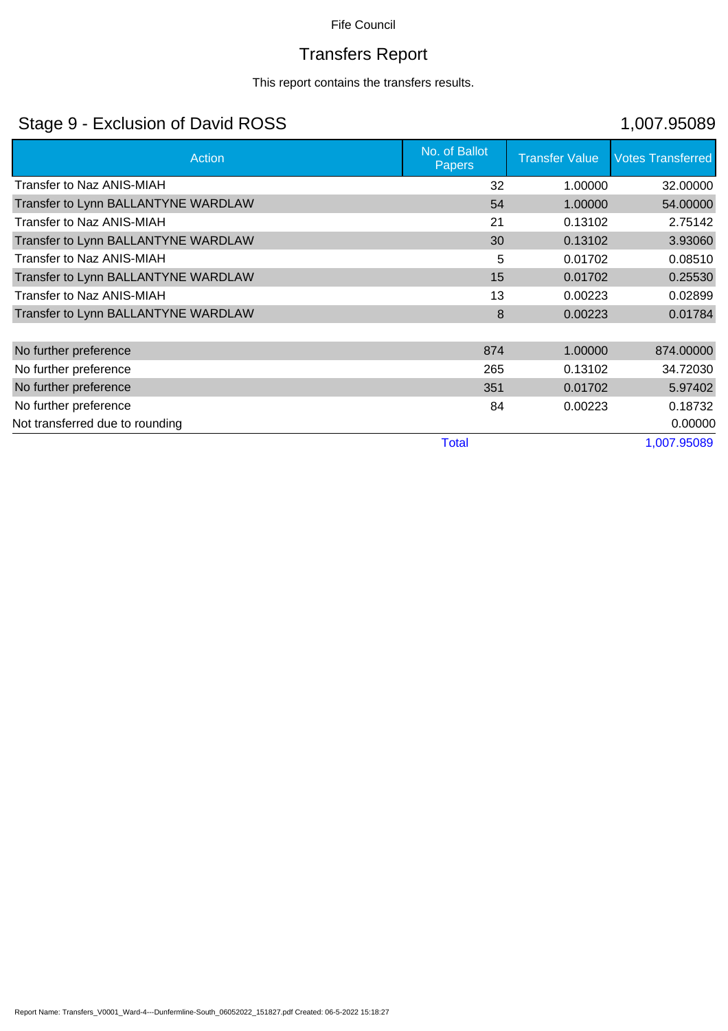Fife Council

# Transfers Report

This report contains the transfers results.

## Stage 9 - Exclusion of David ROSS

1,007.95089

| Action | No. of Ballot Papers | Transfer Value | Votes Transferred |
|---|---|---|---|
| Transfer to Naz ANIS-MIAH | 32 | 1.00000 | 32.00000 |
| Transfer to Lynn BALLANTYNE WARDLAW | 54 | 1.00000 | 54.00000 |
| Transfer to Naz ANIS-MIAH | 21 | 0.13102 | 2.75142 |
| Transfer to Lynn BALLANTYNE WARDLAW | 30 | 0.13102 | 3.93060 |
| Transfer to Naz ANIS-MIAH | 5 | 0.01702 | 0.08510 |
| Transfer to Lynn BALLANTYNE WARDLAW | 15 | 0.01702 | 0.25530 |
| Transfer to Naz ANIS-MIAH | 13 | 0.00223 | 0.02899 |
| Transfer to Lynn BALLANTYNE WARDLAW | 8 | 0.00223 | 0.01784 |
| | | | |
| No further preference | 874 | 1.00000 | 874.00000 |
| No further preference | 265 | 0.13102 | 34.72030 |
| No further preference | 351 | 0.01702 | 5.97402 |
| No further preference | 84 | 0.00223 | 0.18732 |
| Not transferred due to rounding | | | 0.00000 |
| | Total | | 1,007.95089 |

Report Name: Transfers_V0001_Ward-4---Dunfermline-South_06052022_151827.pdf Created: 06-5-2022 15:18:27